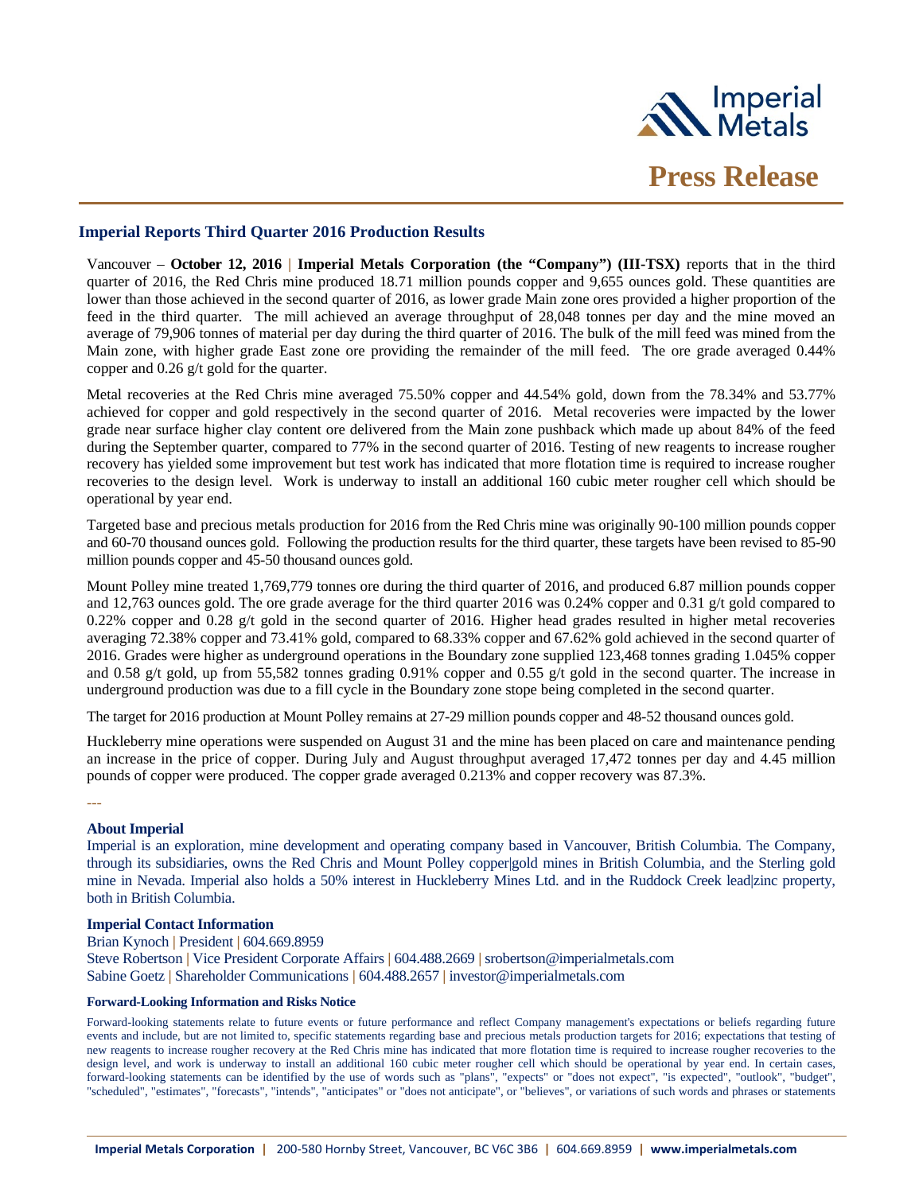# Press Release

## Imperial Reports Third Quarter 2016 Production Results

Vancouver – **October 12, 2016** | **Imperial Metals Corporation (the "Company") (III-TSX)** reports that in the third quarter of 2016, the Red Chris mine produced 18.71 million pounds copper and 9,655 ounces gold. These quantities are lower than those achieved in the second quarter of 2016, as lower grade Main zone ores provided a higher proportion of the feed in the third quarter. The mill achieved an average throughput of 28,048 tonnes per day and the mine moved an average of 79,906 tonnes of material per day during the third quarter of 2016. The bulk of the mill feed was mined from the Main zone, with higher grade East zone ore providing the remainder of the mill feed. The ore grade averaged 0.44% copper and 0.26 g/t gold for the quarter.

Metal recoveries at the Red Chris mine averaged 75.50% copper and 44.54% gold, down from the 78.34% and 53.77% achieved for copper and gold respectively in the second quarter of 2016. Metal recoveries were impacted by the lower grade near surface higher clay content ore delivered from the Main zone pushback which made up about 84% of the feed during the September quarter, compared to 77% in the second quarter of 2016. Testing of new reagents to increase rougher recovery has yielded some improvement but test work has indicated that more flotation time is required to increase rougher recoveries to the design level. Work is underway to install an additional 160 cubic meter rougher cell which should be operational by year end.

Targeted base and precious metals production for 2016 from the Red Chris mine was originally 90-100 million pounds copper and 60-70 thousand ounces gold. Following the production results for the third quarter, these targets have been revised to 85-90 million pounds copper and 45-50 thousand ounces gold.

Mount Polley mine treated 1,769,779 tonnes ore during the third quarter of 2016, and produced 6.87 million pounds copper and 12,763 ounces gold. The ore grade average for the third quarter 2016 was 0.24% copper and 0.31 g/t gold compared to 0.22% copper and 0.28 g/t gold in the second quarter of 2016. Higher head grades resulted in higher metal recoveries averaging 72.38% copper and 73.41% gold, compared to 68.33% copper and 67.62% gold achieved in the second quarter of 2016. Grades were higher as underground operations in the Boundary zone supplied 123,468 tonnes grading 1.045% copper and 0.58 g/t gold, up from 55,582 tonnes grading 0.91% copper and 0.55 g/t gold in the second quarter. The increase in underground production was due to a fill cycle in the Boundary zone stope being completed in the second quarter.

The target for 2016 production at Mount Polley remains at 27-29 million pounds copper and 48-52 thousand ounces gold.

Huckleberry mine operations were suspended on August 31 and the mine has been placed on care and maintenance pending an increase in the price of copper. During July and August throughput averaged 17,472 tonnes per day and 4.45 million pounds of copper were produced. The copper grade averaged 0.213% and copper recovery was 87.3%.

---

### About Imperial

Imperial is an exploration, mine development and operating company based in Vancouver, British Columbia. The Company, through its subsidiaries, owns the Red Chris and Mount Polley copper|gold mines in British Columbia, and the Sterling gold mine in Nevada. Imperial also holds a 50% interest in Huckleberry Mines Ltd. and in the Ruddock Creek lead|zinc property, both in British Columbia.

### Imperial Contact Information

Brian Kynoch | President | 604.669.8959
Steve Robertson | Vice President Corporate Affairs | 604.488.2669 | srobertson@imperialmetals.com
Sabine Goetz | Shareholder Communications | 604.488.2657 | investor@imperialmetals.com

#### Forward-Looking Information and Risks Notice

Forward-looking statements relate to future events or future performance and reflect Company management's expectations or beliefs regarding future events and include, but are not limited to, specific statements regarding base and precious metals production targets for 2016; expectations that testing of new reagents to increase rougher recovery at the Red Chris mine has indicated that more flotation time is required to increase rougher recoveries to the design level, and work is underway to install an additional 160 cubic meter rougher cell which should be operational by year end. In certain cases, forward-looking statements can be identified by the use of words such as "plans", "expects" or "does not expect", "is expected", "outlook", "budget", "scheduled", "estimates", "forecasts", "intends", "anticipates" or "does not anticipate", or "believes", or variations of such words and phrases or statements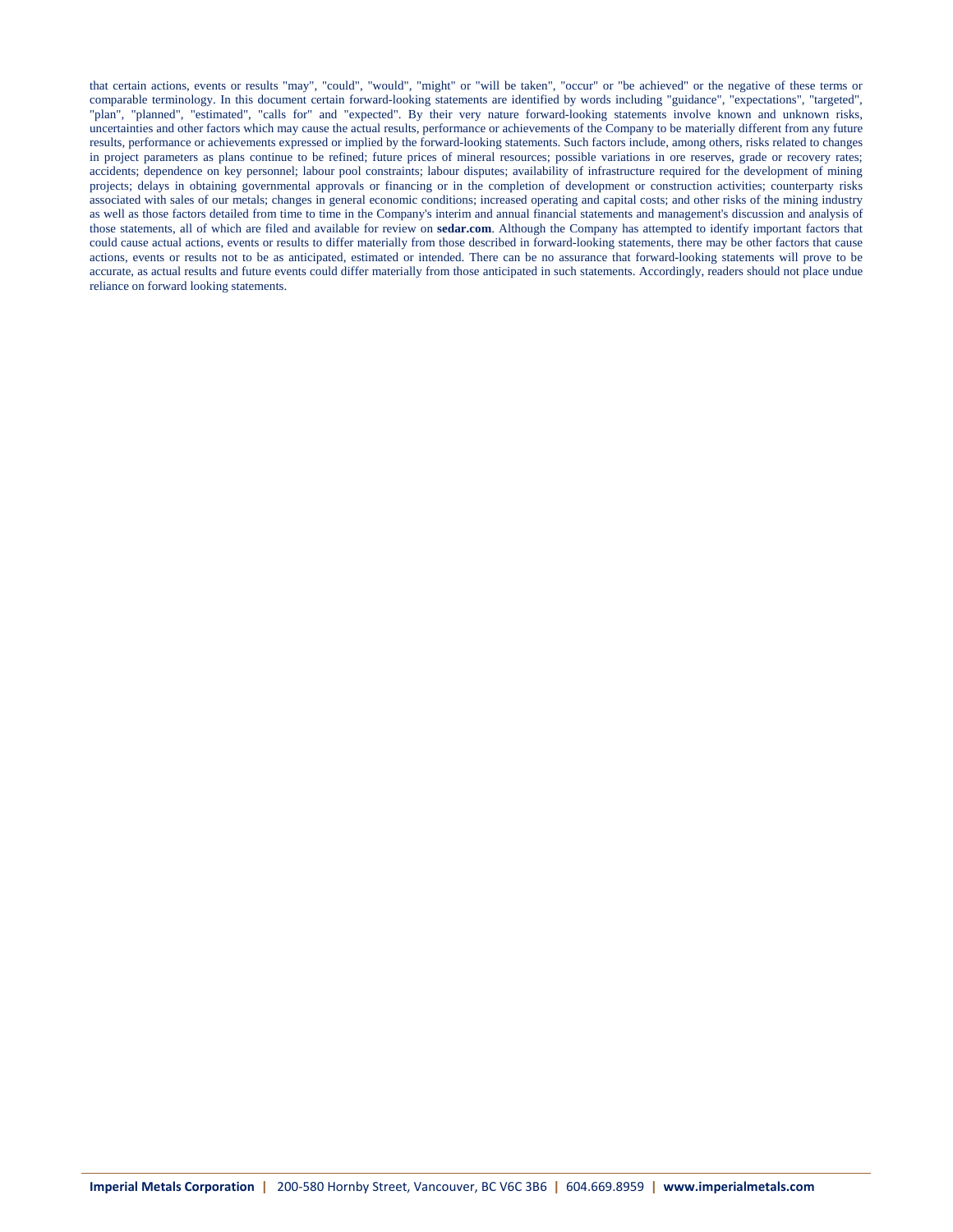that certain actions, events or results "may", "could", "would", "might" or "will be taken", "occur" or "be achieved" or the negative of these terms or comparable terminology. In this document certain forward-looking statements are identified by words including "guidance", "expectations", "targeted", "plan", "planned", "estimated", "calls for" and "expected". By their very nature forward-looking statements involve known and unknown risks, uncertainties and other factors which may cause the actual results, performance or achievements of the Company to be materially different from any future results, performance or achievements expressed or implied by the forward-looking statements. Such factors include, among others, risks related to changes in project parameters as plans continue to be refined; future prices of mineral resources; possible variations in ore reserves, grade or recovery rates; accidents; dependence on key personnel; labour pool constraints; labour disputes; availability of infrastructure required for the development of mining projects; delays in obtaining governmental approvals or financing or in the completion of development or construction activities; counterparty risks associated with sales of our metals; changes in general economic conditions; increased operating and capital costs; and other risks of the mining industry as well as those factors detailed from time to time in the Company's interim and annual financial statements and management's discussion and analysis of those statements, all of which are filed and available for review on **sedar.com**. Although the Company has attempted to identify important factors that could cause actual actions, events or results to differ materially from those described in forward-looking statements, there may be other factors that cause actions, events or results not to be as anticipated, estimated or intended. There can be no assurance that forward-looking statements will prove to be accurate, as actual results and future events could differ materially from those anticipated in such statements. Accordingly, readers should not place undue reliance on forward looking statements.